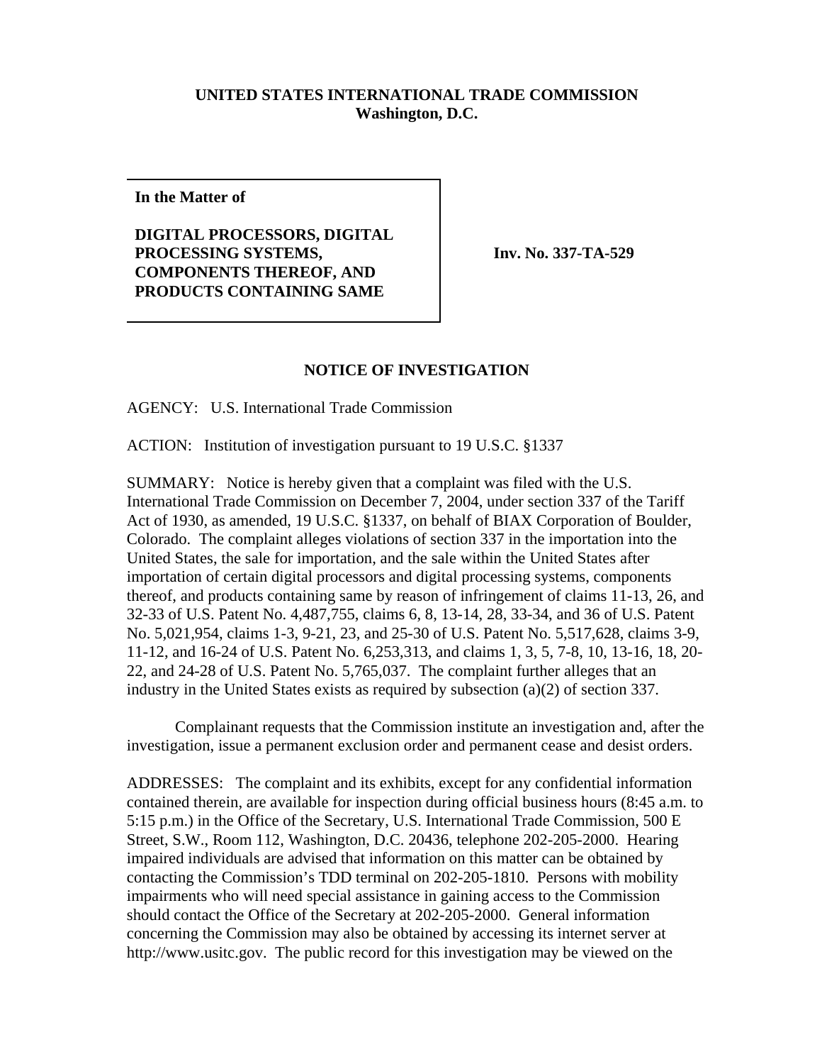**UNITED STATES INTERNATIONAL TRADE COMMISSION**
**Washington, D.C.**

**In the Matter of**

**DIGITAL PROCESSORS, DIGITAL PROCESSING SYSTEMS, COMPONENTS THEREOF, AND PRODUCTS CONTAINING SAME**

**Inv. No. 337-TA-529**

## NOTICE OF INVESTIGATION

AGENCY: U.S. International Trade Commission

ACTION: Institution of investigation pursuant to 19 U.S.C. §1337

SUMMARY: Notice is hereby given that a complaint was filed with the U.S. International Trade Commission on December 7, 2004, under section 337 of the Tariff Act of 1930, as amended, 19 U.S.C. §1337, on behalf of BIAX Corporation of Boulder, Colorado. The complaint alleges violations of section 337 in the importation into the United States, the sale for importation, and the sale within the United States after importation of certain digital processors and digital processing systems, components thereof, and products containing same by reason of infringement of claims 11-13, 26, and 32-33 of U.S. Patent No. 4,487,755, claims 6, 8, 13-14, 28, 33-34, and 36 of U.S. Patent No. 5,021,954, claims 1-3, 9-21, 23, and 25-30 of U.S. Patent No. 5,517,628, claims 3-9, 11-12, and 16-24 of U.S. Patent No. 6,253,313, and claims 1, 3, 5, 7-8, 10, 13-16, 18, 20-22, and 24-28 of U.S. Patent No. 5,765,037. The complaint further alleges that an industry in the United States exists as required by subsection (a)(2) of section 337.

Complainant requests that the Commission institute an investigation and, after the investigation, issue a permanent exclusion order and permanent cease and desist orders.

ADDRESSES: The complaint and its exhibits, except for any confidential information contained therein, are available for inspection during official business hours (8:45 a.m. to 5:15 p.m.) in the Office of the Secretary, U.S. International Trade Commission, 500 E Street, S.W., Room 112, Washington, D.C. 20436, telephone 202-205-2000. Hearing impaired individuals are advised that information on this matter can be obtained by contacting the Commission's TDD terminal on 202-205-1810. Persons with mobility impairments who will need special assistance in gaining access to the Commission should contact the Office of the Secretary at 202-205-2000. General information concerning the Commission may also be obtained by accessing its internet server at http://www.usitc.gov. The public record for this investigation may be viewed on the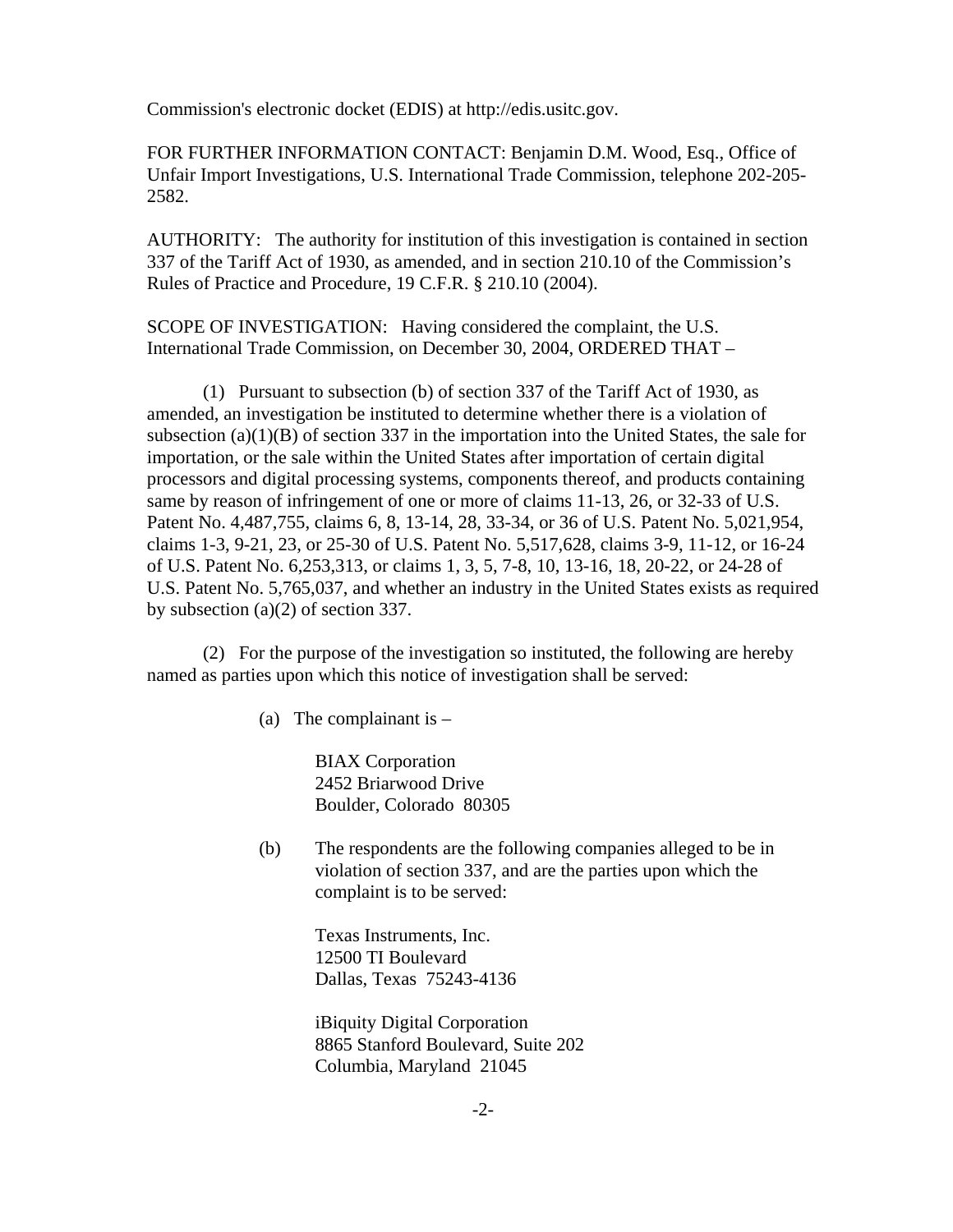Commission's electronic docket (EDIS) at http://edis.usitc.gov.

FOR FURTHER INFORMATION CONTACT: Benjamin D.M. Wood, Esq., Office of Unfair Import Investigations, U.S. International Trade Commission, telephone 202-205-2582.

AUTHORITY: The authority for institution of this investigation is contained in section 337 of the Tariff Act of 1930, as amended, and in section 210.10 of the Commission's Rules of Practice and Procedure, 19 C.F.R. § 210.10 (2004).

SCOPE OF INVESTIGATION: Having considered the complaint, the U.S. International Trade Commission, on December 30, 2004, ORDERED THAT –

(1) Pursuant to subsection (b) of section 337 of the Tariff Act of 1930, as amended, an investigation be instituted to determine whether there is a violation of subsection (a)(1)(B) of section 337 in the importation into the United States, the sale for importation, or the sale within the United States after importation of certain digital processors and digital processing systems, components thereof, and products containing same by reason of infringement of one or more of claims 11-13, 26, or 32-33 of U.S. Patent No. 4,487,755, claims 6, 8, 13-14, 28, 33-34, or 36 of U.S. Patent No. 5,021,954, claims 1-3, 9-21, 23, or 25-30 of U.S. Patent No. 5,517,628, claims 3-9, 11-12, or 16-24 of U.S. Patent No. 6,253,313, or claims 1, 3, 5, 7-8, 10, 13-16, 18, 20-22, or 24-28 of U.S. Patent No. 5,765,037, and whether an industry in the United States exists as required by subsection (a)(2) of section 337.

(2) For the purpose of the investigation so instituted, the following are hereby named as parties upon which this notice of investigation shall be served:

(a) The complainant is –

BIAX Corporation
2452 Briarwood Drive
Boulder, Colorado 80305

(b) The respondents are the following companies alleged to be in violation of section 337, and are the parties upon which the complaint is to be served:

Texas Instruments, Inc.
12500 TI Boulevard
Dallas, Texas 75243-4136

iBiquity Digital Corporation
8865 Stanford Boulevard, Suite 202
Columbia, Maryland 21045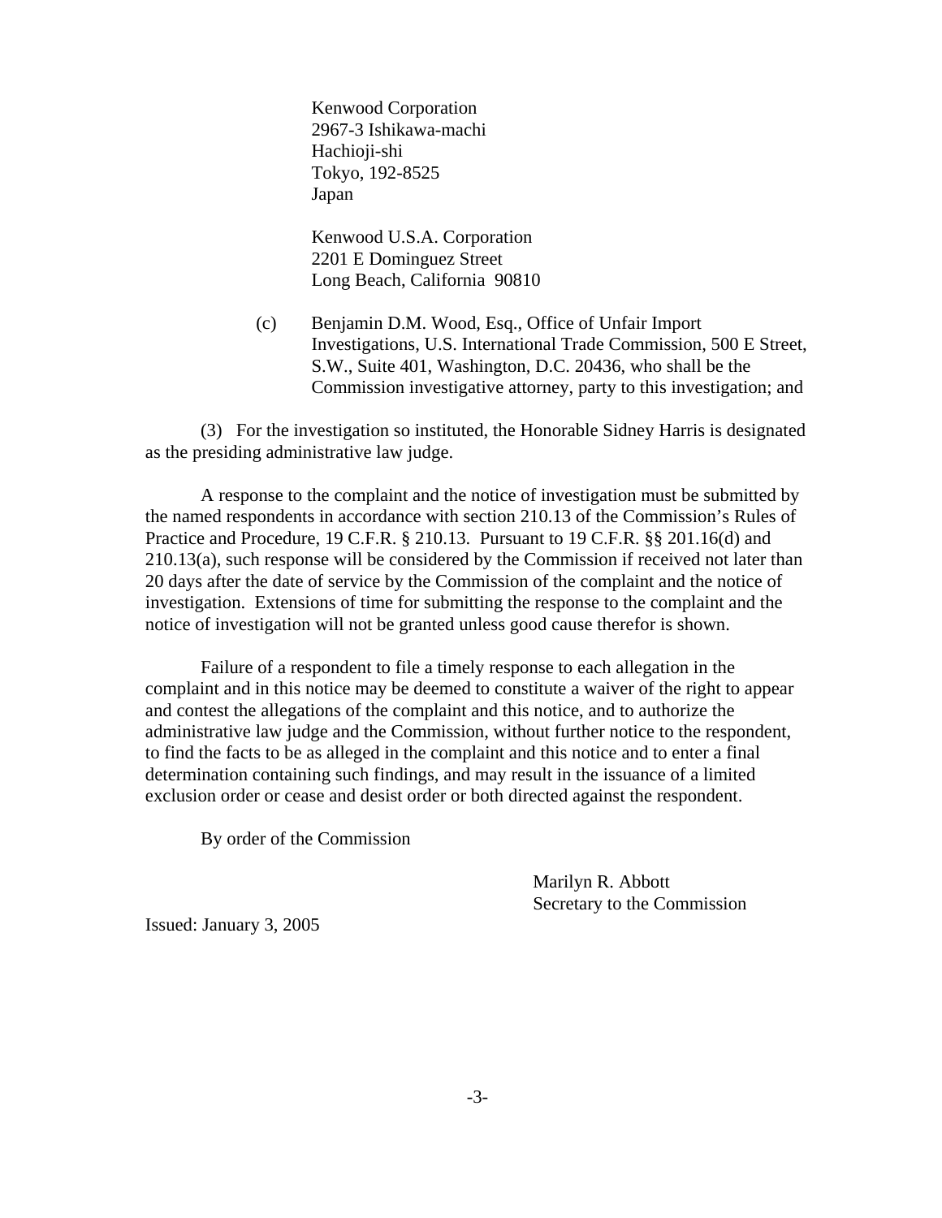Kenwood Corporation
2967-3 Ishikawa-machi
Hachioji-shi
Tokyo, 192-8525
Japan

Kenwood U.S.A. Corporation
2201 E Dominguez Street
Long Beach, California 90810

(c) Benjamin D.M. Wood, Esq., Office of Unfair Import Investigations, U.S. International Trade Commission, 500 E Street, S.W., Suite 401, Washington, D.C. 20436, who shall be the Commission investigative attorney, party to this investigation; and

(3) For the investigation so instituted, the Honorable Sidney Harris is designated as the presiding administrative law judge.

A response to the complaint and the notice of investigation must be submitted by the named respondents in accordance with section 210.13 of the Commission's Rules of Practice and Procedure, 19 C.F.R. § 210.13. Pursuant to 19 C.F.R. §§ 201.16(d) and 210.13(a), such response will be considered by the Commission if received not later than 20 days after the date of service by the Commission of the complaint and the notice of investigation. Extensions of time for submitting the response to the complaint and the notice of investigation will not be granted unless good cause therefor is shown.

Failure of a respondent to file a timely response to each allegation in the complaint and in this notice may be deemed to constitute a waiver of the right to appear and contest the allegations of the complaint and this notice, and to authorize the administrative law judge and the Commission, without further notice to the respondent, to find the facts to be as alleged in the complaint and this notice and to enter a final determination containing such findings, and may result in the issuance of a limited exclusion order or cease and desist order or both directed against the respondent.

By order of the Commission

Marilyn R. Abbott
Secretary to the Commission

Issued: January 3, 2005